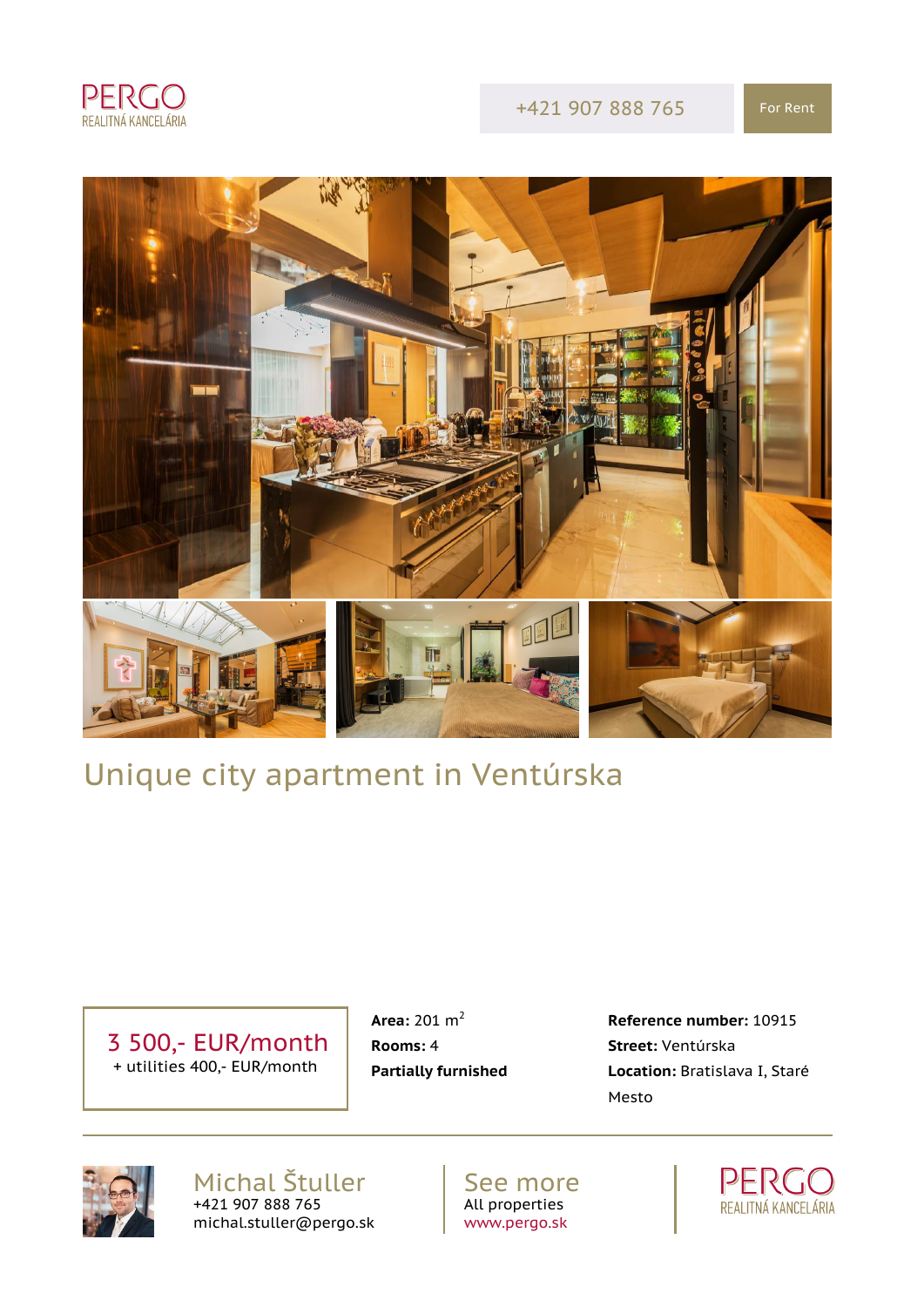PERGO
REALITNÁ KANCELÁRIA

+421 907 888 765

For Rent

# Unique city apartment in Ventúrska

**3 500,- EUR/month**
+ utilities 400,- EUR/month

**Area:** 201 m$^2$
**Rooms:** 4
**Partially furnished**

**Reference number:** 10915
**Street:** Ventúrska
**Location:** Bratislava I, Staré Mesto

Michal Štuller
+421 907 888 765
michal.stuller@pergo.sk

See more
All properties
www.pergo.sk

PERGO
REALITNÁ KANCELÁRIA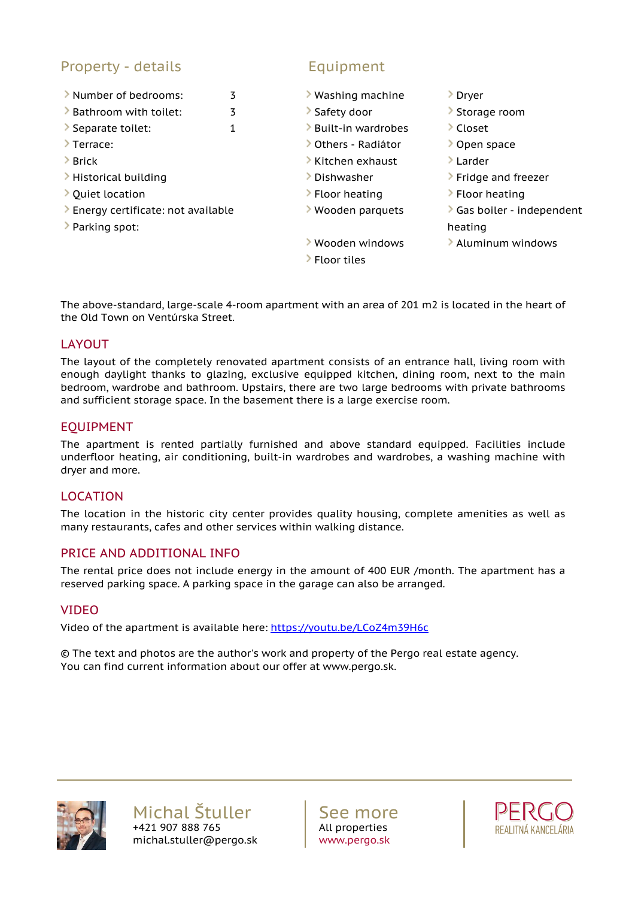## Property - details

- Number of bedrooms: 3
- Bathroom with toilet: 3
- Separate toilet: 1
- Terrace:
- Brick
- Historical building
- Quiet location
- Energy certificate: not available
- Parking spot:

## Equipment

- Washing machine
- Safety door
- Built-in wardrobes
- Others - Radiátor
- Kitchen exhaust
- Dishwasher
- Floor heating
- Wooden parquets
- Wooden windows
- Floor tiles
- Dryer
- Storage room
- Closet
- Open space
- Larder
- Fridge and freezer
- Floor heating
- Gas boiler - independent heating
- Aluminum windows

The above-standard, large-scale 4-room apartment with an area of 201 m2 is located in the heart of the Old Town on Ventúrska Street.

### LAYOUT

The layout of the completely renovated apartment consists of an entrance hall, living room with enough daylight thanks to glazing, exclusive equipped kitchen, dining room, next to the main bedroom, wardrobe and bathroom. Upstairs, there are two large bedrooms with private bathrooms and sufficient storage space. In the basement there is a large exercise room.

### EQUIPMENT

The apartment is rented partially furnished and above standard equipped. Facilities include underfloor heating, air conditioning, built-in wardrobes and wardrobes, a washing machine with dryer and more.

### LOCATION

The location in the historic city center provides quality housing, complete amenities as well as many restaurants, cafes and other services within walking distance.

### PRICE AND ADDITIONAL INFO

The rental price does not include energy in the amount of 400 EUR /month. The apartment has a reserved parking space. A parking space in the garage can also be arranged.

### VIDEO

Video of the apartment is available here: https://youtu.be/LCoZ4m39H6c

© The text and photos are the author's work and property of the Pergo real estate agency.
You can find current information about our offer at www.pergo.sk.

Michal Štuller
+421 907 888 765
michal.stuller@pergo.sk

See more
All properties
www.pergo.sk

PERGO
REALITNÁ KANCELÁRIA